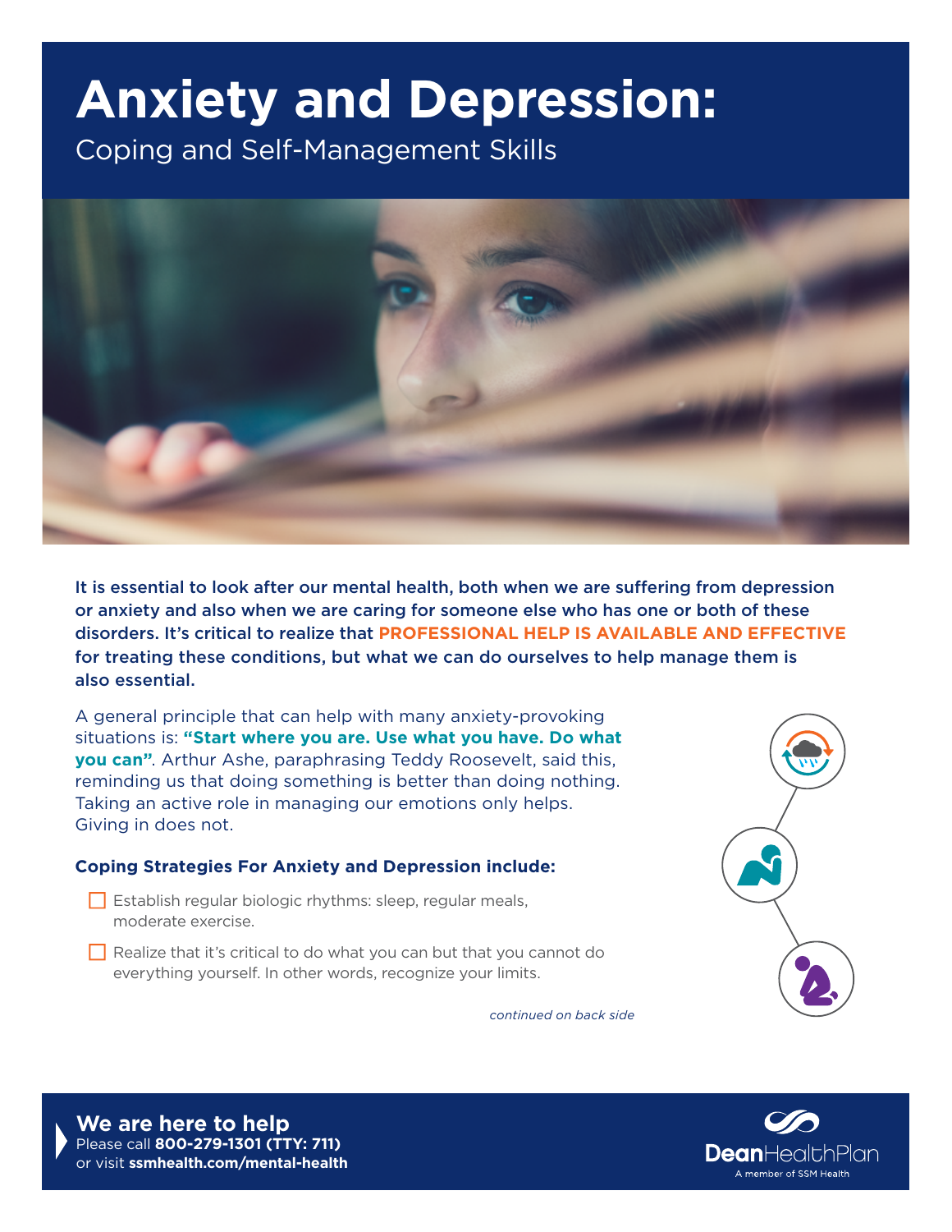# Anxiety and Depression:

## Coping and Self-Management Skills

**It is essential to look after our mental health, both when we are suffering from depression or anxiety and also when we are caring for someone else who has one or both of these disorders. It's critical to realize that PROFESSIONAL HELP IS AVAILABLE AND EFFECTIVE for treating these conditions, but what we can do ourselves to help manage them is also essential.**

A general principle that can help with many anxiety-provoking situations is: **"Start where you are. Use what you have. Do what you can"**. Arthur Ashe, paraphrasing Teddy Roosevelt, said this, reminding us that doing something is better than doing nothing. Taking an active role in managing our emotions only helps. Giving in does not.

### Coping Strategies For Anxiety and Depression include:

- [ ] Establish regular biologic rhythms: sleep, regular meals, moderate exercise.
- [ ] Realize that it's critical to do what you can but that you cannot do everything yourself. In other words, recognize your limits.

*continued on back side*

**We are here to help**
Please call **800-279-1301 (TTY: 711)**
or visit **ssmhealth.com/mental-health**

DeanHealthPlan
A member of SSM Health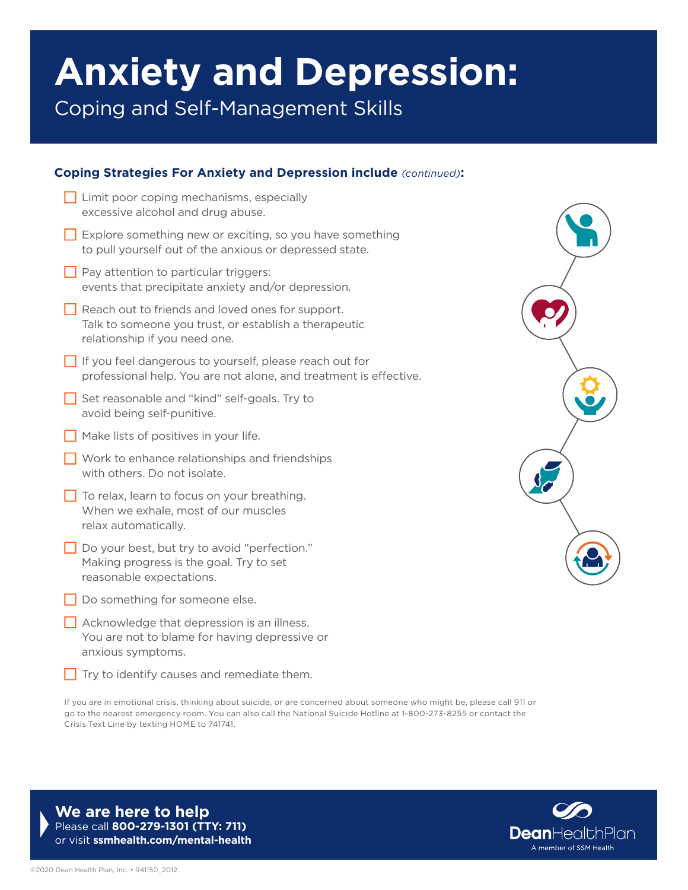# Anxiety and Depression:

Coping and Self-Management Skills

### Coping Strategies For Anxiety and Depression include *(continued)*:

- ☐ Limit poor coping mechanisms, especially excessive alcohol and drug abuse.
- ☐ Explore something new or exciting, so you have something to pull yourself out of the anxious or depressed state.
- ☐ Pay attention to particular triggers: events that precipitate anxiety and/or depression.
- ☐ Reach out to friends and loved ones for support. Talk to someone you trust, or establish a therapeutic relationship if you need one.
- ☐ If you feel dangerous to yourself, please reach out for professional help. You are not alone, and treatment is effective.
- ☐ Set reasonable and "kind" self-goals. Try to avoid being self-punitive.
- ☐ Make lists of positives in your life.
- ☐ Work to enhance relationships and friendships with others. Do not isolate.
- ☐ To relax, learn to focus on your breathing. When we exhale, most of our muscles relax automatically.
- ☐ Do your best, but try to avoid "perfection." Making progress is the goal. Try to set reasonable expectations.
- ☐ Do something for someone else.
- ☐ Acknowledge that depression is an illness. You are not to blame for having depressive or anxious symptoms.
- ☐ Try to identify causes and remediate them.

If you are in emotional crisis, thinking about suicide, or are concerned about someone who might be, please call 911 or go to the nearest emergency room. You can also call the National Suicide Hotline at 1-800-273-8255 or contact the Crisis Text Line by texting HOME to 741741.

**We are here to help**

Please call **800-279-1301 (TTY: 711)** or visit **ssmhealth.com/mental-health**

DeanHealthPlan
A member of SSM Health

©2020 Dean Health Plan, Inc. • 941150_2012